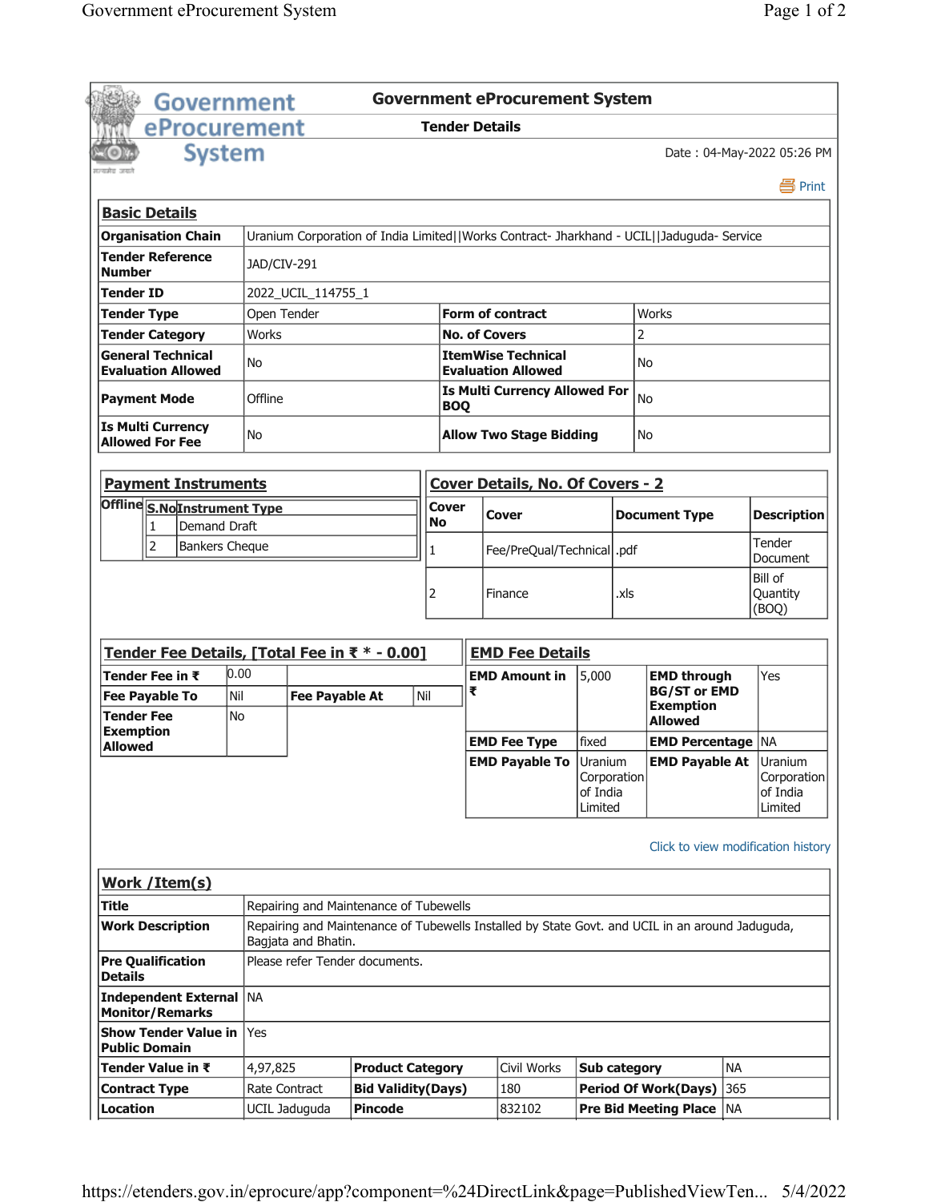# Government eProcurement System

## Tender Details

Date : 04-May-2022 05:26 PM

Print

### Basic Details

| | | | |
|---|---|---|---|
| **Organisation Chain** | Uranium Corporation of India Limited\|\|Works Contract- Jharkhand - UCIL\|\|Jaduguda- Service | | |
| **Tender Reference Number** | JAD/CIV-291 | | |
| **Tender ID** | 2022_UCIL_114755_1 | | |
| **Tender Type** | Open Tender | **Form of contract** | Works |
| **Tender Category** | Works | **No. of Covers** | 2 |
| **General Technical Evaluation Allowed** | No | **ItemWise Technical Evaluation Allowed** | No |
| **Payment Mode** | Offline | **Is Multi Currency Allowed For BOQ** | No |
| **Is Multi Currency Allowed For Fee** | No | **Allow Two Stage Bidding** | No |

### Payment Instruments

**Offline**

| S.No | Instrument Type |
|---|---|
| 1 | Demand Draft |
| 2 | Bankers Cheque |

### Cover Details, No. Of Covers - 2

| Cover No | Cover | Document Type | Description |
|---|---|---|---|
| 1 | Fee/PreQual/Technical | .pdf | Tender Document |
| 2 | Finance | .xls | Bill of Quantity (BOQ) |

### Tender Fee Details, [Total Fee in ₹ * - 0.00]

| | | | |
|---|---|---|---|
| **Tender Fee in ₹** | 0.00 | | |
| **Fee Payable To** | Nil | **Fee Payable At** | Nil |
| **Tender Fee Exemption Allowed** | No | | |

### EMD Fee Details

| | | | |
|---|---|---|---|
| **EMD Amount in ₹** | 5,000 | **EMD through BG/ST or EMD Exemption Allowed** | Yes |
| **EMD Fee Type** | fixed | **EMD Percentage** | NA |
| **EMD Payable To** | Uranium Corporation of India Limited | **EMD Payable At** | Uranium Corporation of India Limited |

Click to view modification history

### Work /Item(s)

| | | | | | |
|---|---|---|---|---|---|
| **Title** | Repairing and Maintenance of Tubewells | | | | |
| **Work Description** | Repairing and Maintenance of Tubewells Installed by State Govt. and UCIL in an around Jaduguda, Bagjata and Bhatin. | | | | |
| **Pre Qualification Details** | Please refer Tender documents. | | | | |
| **Independent External Monitor/Remarks** | NA | | | | |
| **Show Tender Value in Public Domain** | Yes | | | | |
| **Tender Value in ₹** | 4,97,825 | **Product Category** | Civil Works | **Sub category** | NA |
| **Contract Type** | Rate Contract | **Bid Validity(Days)** | 180 | **Period Of Work(Days)** | 365 |
| **Location** | UCIL Jaduguda | **Pincode** | 832102 | **Pre Bid Meeting Place** | NA |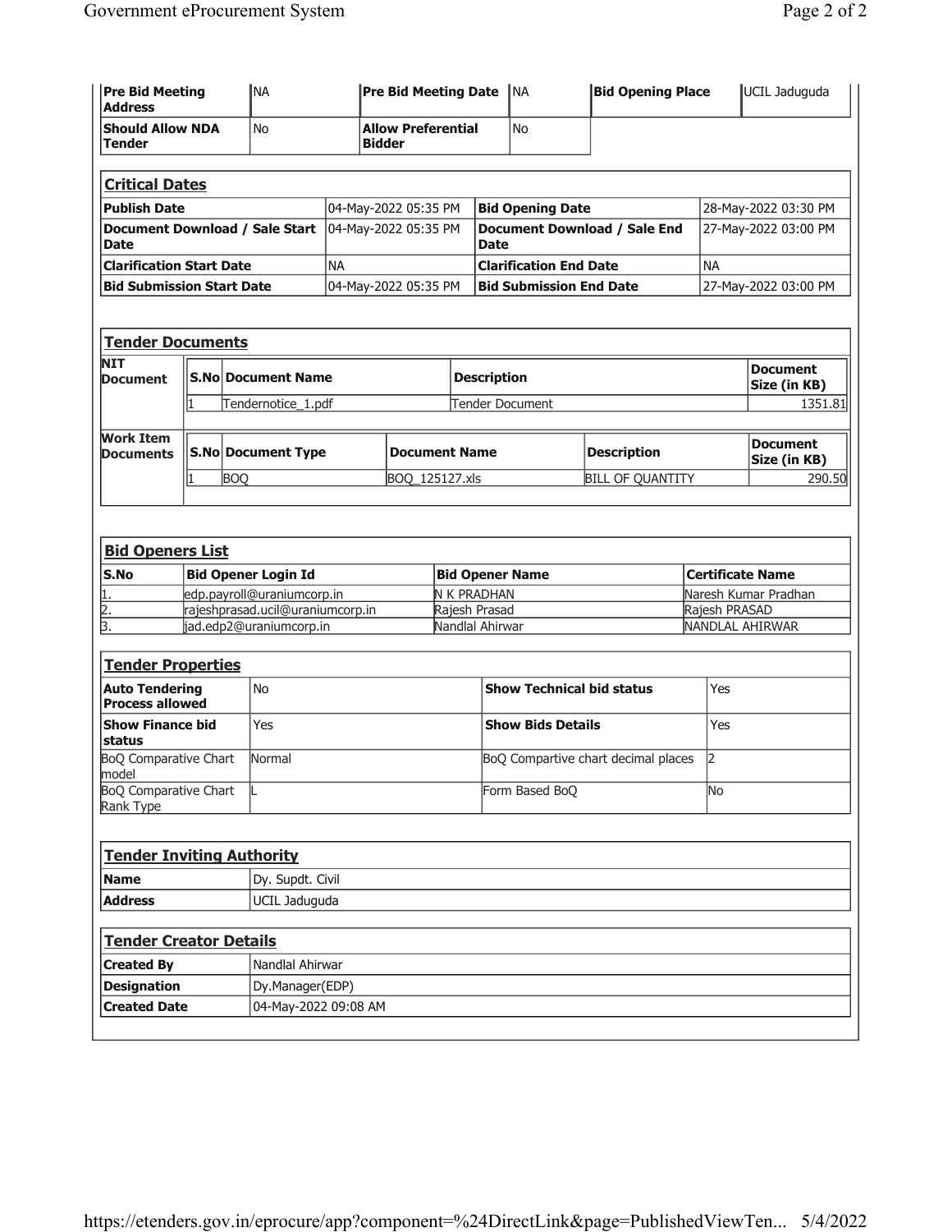| | | | | | |
|---|---|---|---|---|---|
| **Pre Bid Meeting Address** | NA | **Pre Bid Meeting Date** | NA | **Bid Opening Place** | UCIL Jaduguda |
| **Should Allow NDA Tender** | No | **Allow Preferential Bidder** | No | | |

## Critical Dates

| | | | |
|---|---|---|---|
| **Publish Date** | 04-May-2022 05:35 PM | **Bid Opening Date** | 28-May-2022 03:30 PM |
| **Document Download / Sale Start Date** | 04-May-2022 05:35 PM | **Document Download / Sale End Date** | 27-May-2022 03:00 PM |
| **Clarification Start Date** | NA | **Clarification End Date** | NA |
| **Bid Submission Start Date** | 04-May-2022 05:35 PM | **Bid Submission End Date** | 27-May-2022 03:00 PM |

## Tender Documents

**NIT Document**

| S.No | Document Name | Description | Document Size (in KB) |
|---|---|---|---|
| 1 | Tendernotice_1.pdf | Tender Document | 1351.81 |

**Work Item Documents**

| S.No | Document Type | Document Name | Description | Document Size (in KB) |
|---|---|---|---|---|
| 1 | BOQ | BOQ_125127.xls | BILL OF QUANTITY | 290.50 |

## Bid Openers List

| S.No | Bid Opener Login Id | Bid Opener Name | Certificate Name |
|---|---|---|---|
| 1. | edp.payroll@uraniumcorp.in | N K PRADHAN | Naresh Kumar Pradhan |
| 2. | rajeshprasad.ucil@uraniumcorp.in | Rajesh Prasad | Rajesh PRASAD |
| 3. | jad.edp2@uraniumcorp.in | Nandlal Ahirwar | NANDLAL AHIRWAR |

## Tender Properties

| | | | |
|---|---|---|---|
| **Auto Tendering Process allowed** | No | **Show Technical bid status** | Yes |
| **Show Finance bid status** | Yes | **Show Bids Details** | Yes |
| BoQ Comparative Chart model | Normal | BoQ Compartive chart decimal places | 2 |
| BoQ Comparative Chart Rank Type | L | Form Based BoQ | No |

## Tender Inviting Authority

| | |
|---|---|
| **Name** | Dy. Supdt. Civil |
| **Address** | UCIL Jaduguda |

## Tender Creator Details

| | |
|---|---|
| **Created By** | Nandlal Ahirwar |
| **Designation** | Dy.Manager(EDP) |
| **Created Date** | 04-May-2022 09:08 AM |